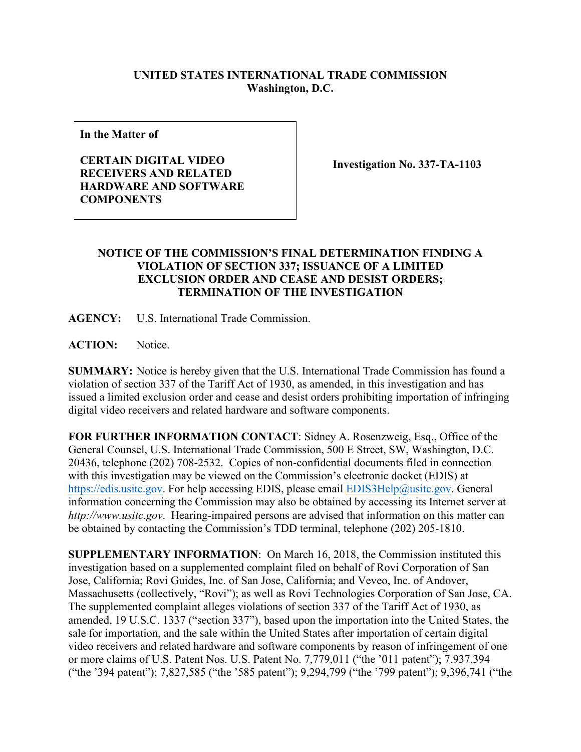**UNITED STATES INTERNATIONAL TRADE COMMISSION**
**Washington, D.C.**

| **In the Matter of**<br><br>**CERTAIN DIGITAL VIDEO RECEIVERS AND RELATED HARDWARE AND SOFTWARE COMPONENTS** | **Investigation No. 337-TA-1103** |
|---|---|

## NOTICE OF THE COMMISSION'S FINAL DETERMINATION FINDING A VIOLATION OF SECTION 337; ISSUANCE OF A LIMITED EXCLUSION ORDER AND CEASE AND DESIST ORDERS; TERMINATION OF THE INVESTIGATION

**AGENCY:** U.S. International Trade Commission.

**ACTION:** Notice.

**SUMMARY:** Notice is hereby given that the U.S. International Trade Commission has found a violation of section 337 of the Tariff Act of 1930, as amended, in this investigation and has issued a limited exclusion order and cease and desist orders prohibiting importation of infringing digital video receivers and related hardware and software components.

**FOR FURTHER INFORMATION CONTACT**: Sidney A. Rosenzweig, Esq., Office of the General Counsel, U.S. International Trade Commission, 500 E Street, SW, Washington, D.C. 20436, telephone (202) 708-2532. Copies of non-confidential documents filed in connection with this investigation may be viewed on the Commission's electronic docket (EDIS) at https://edis.usitc.gov. For help accessing EDIS, please email EDIS3Help@usitc.gov. General information concerning the Commission may also be obtained by accessing its Internet server at *http://www.usitc.gov*. Hearing-impaired persons are advised that information on this matter can be obtained by contacting the Commission's TDD terminal, telephone (202) 205-1810.

**SUPPLEMENTARY INFORMATION**: On March 16, 2018, the Commission instituted this investigation based on a supplemented complaint filed on behalf of Rovi Corporation of San Jose, California; Rovi Guides, Inc. of San Jose, California; and Veveo, Inc. of Andover, Massachusetts (collectively, "Rovi"); as well as Rovi Technologies Corporation of San Jose, CA. The supplemented complaint alleges violations of section 337 of the Tariff Act of 1930, as amended, 19 U.S.C. 1337 ("section 337"), based upon the importation into the United States, the sale for importation, and the sale within the United States after importation of certain digital video receivers and related hardware and software components by reason of infringement of one or more claims of U.S. Patent Nos. U.S. Patent No. 7,779,011 ("the '011 patent"); 7,937,394 ("the '394 patent"); 7,827,585 ("the '585 patent"); 9,294,799 ("the '799 patent"); 9,396,741 ("the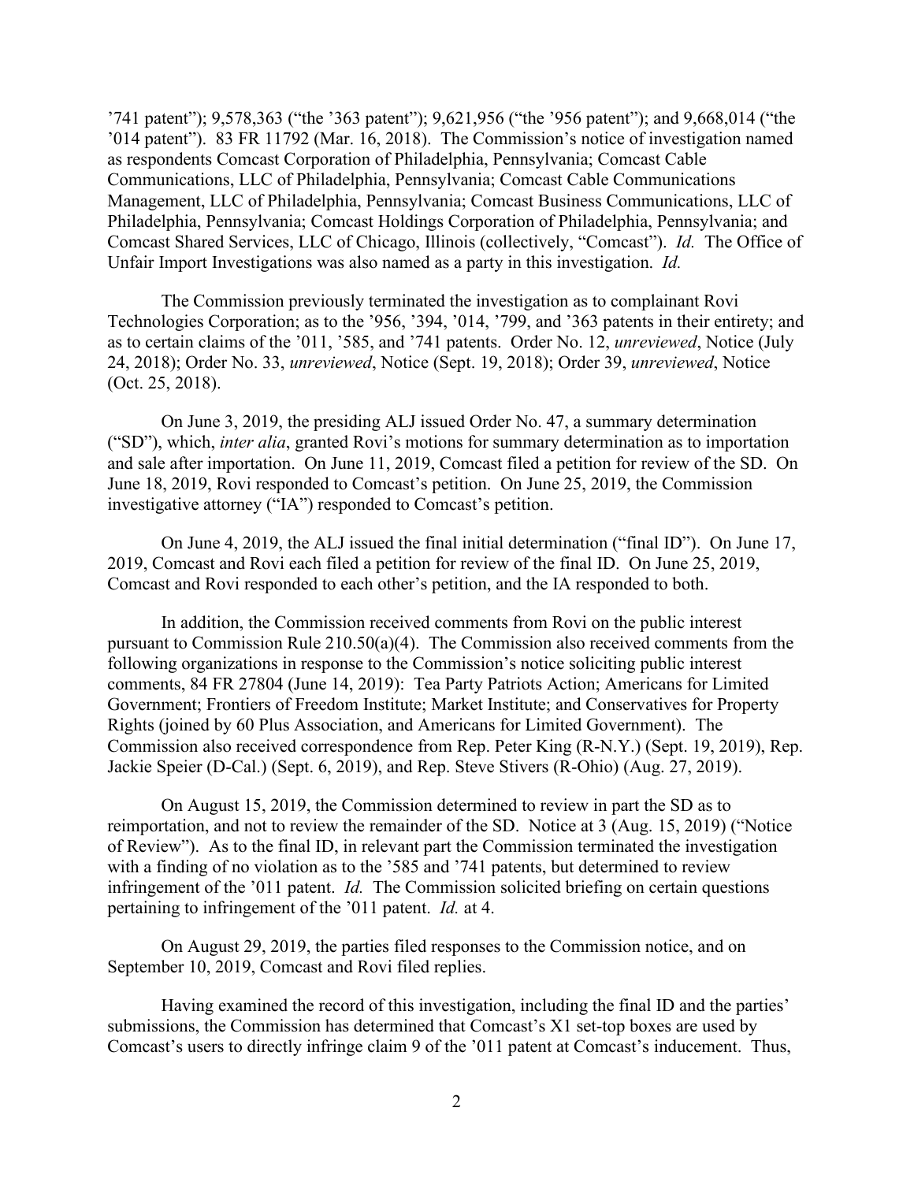’741 patent”); 9,578,363 (“the ’363 patent”); 9,621,956 (“the ’956 patent”); and 9,668,014 (“the ’014 patent”). 83 FR 11792 (Mar. 16, 2018). The Commission’s notice of investigation named as respondents Comcast Corporation of Philadelphia, Pennsylvania; Comcast Cable Communications, LLC of Philadelphia, Pennsylvania; Comcast Cable Communications Management, LLC of Philadelphia, Pennsylvania; Comcast Business Communications, LLC of Philadelphia, Pennsylvania; Comcast Holdings Corporation of Philadelphia, Pennsylvania; and Comcast Shared Services, LLC of Chicago, Illinois (collectively, “Comcast”). *Id.* The Office of Unfair Import Investigations was also named as a party in this investigation. *Id.*

The Commission previously terminated the investigation as to complainant Rovi Technologies Corporation; as to the ’956, ’394, ’014, ’799, and ’363 patents in their entirety; and as to certain claims of the ’011, ’585, and ’741 patents. Order No. 12, *unreviewed*, Notice (July 24, 2018); Order No. 33, *unreviewed*, Notice (Sept. 19, 2018); Order 39, *unreviewed*, Notice (Oct. 25, 2018).

On June 3, 2019, the presiding ALJ issued Order No. 47, a summary determination (“SD”), which, *inter alia*, granted Rovi’s motions for summary determination as to importation and sale after importation. On June 11, 2019, Comcast filed a petition for review of the SD. On June 18, 2019, Rovi responded to Comcast’s petition. On June 25, 2019, the Commission investigative attorney (“IA”) responded to Comcast’s petition.

On June 4, 2019, the ALJ issued the final initial determination (“final ID”). On June 17, 2019, Comcast and Rovi each filed a petition for review of the final ID. On June 25, 2019, Comcast and Rovi responded to each other’s petition, and the IA responded to both.

In addition, the Commission received comments from Rovi on the public interest pursuant to Commission Rule 210.50(a)(4). The Commission also received comments from the following organizations in response to the Commission’s notice soliciting public interest comments, 84 FR 27804 (June 14, 2019): Tea Party Patriots Action; Americans for Limited Government; Frontiers of Freedom Institute; Market Institute; and Conservatives for Property Rights (joined by 60 Plus Association, and Americans for Limited Government). The Commission also received correspondence from Rep. Peter King (R-N.Y.) (Sept. 19, 2019), Rep. Jackie Speier (D-Cal.) (Sept. 6, 2019), and Rep. Steve Stivers (R-Ohio) (Aug. 27, 2019).

On August 15, 2019, the Commission determined to review in part the SD as to reimportation, and not to review the remainder of the SD. Notice at 3 (Aug. 15, 2019) (“Notice of Review”). As to the final ID, in relevant part the Commission terminated the investigation with a finding of no violation as to the ’585 and ’741 patents, but determined to review infringement of the ’011 patent. *Id.* The Commission solicited briefing on certain questions pertaining to infringement of the ’011 patent. *Id.* at 4.

On August 29, 2019, the parties filed responses to the Commission notice, and on September 10, 2019, Comcast and Rovi filed replies.

Having examined the record of this investigation, including the final ID and the parties’ submissions, the Commission has determined that Comcast’s X1 set-top boxes are used by Comcast’s users to directly infringe claim 9 of the ’011 patent at Comcast’s inducement. Thus,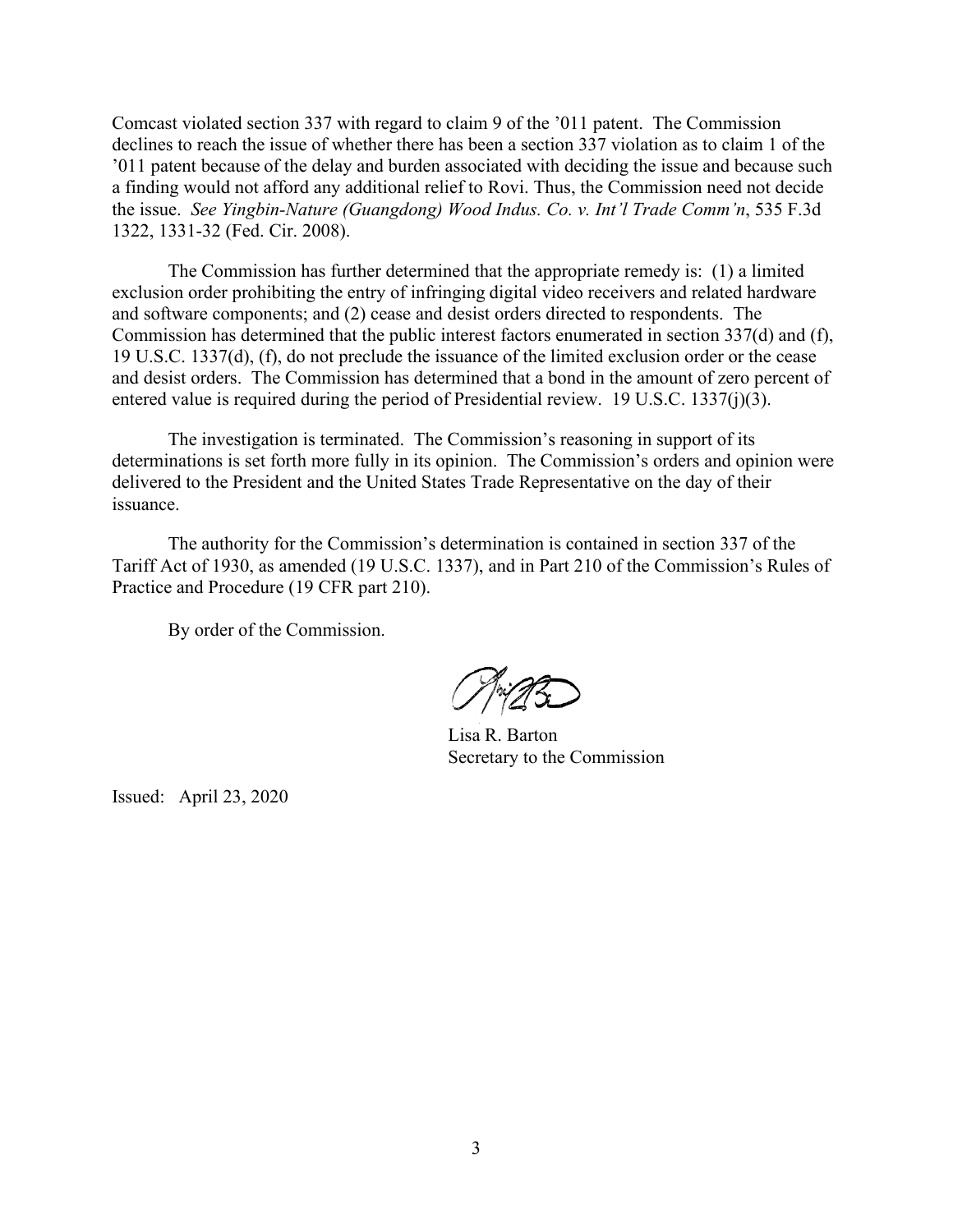Comcast violated section 337 with regard to claim 9 of the '011 patent. The Commission declines to reach the issue of whether there has been a section 337 violation as to claim 1 of the '011 patent because of the delay and burden associated with deciding the issue and because such a finding would not afford any additional relief to Rovi. Thus, the Commission need not decide the issue. *See Yingbin-Nature (Guangdong) Wood Indus. Co. v. Int'l Trade Comm'n*, 535 F.3d 1322, 1331-32 (Fed. Cir. 2008).

The Commission has further determined that the appropriate remedy is: (1) a limited exclusion order prohibiting the entry of infringing digital video receivers and related hardware and software components; and (2) cease and desist orders directed to respondents. The Commission has determined that the public interest factors enumerated in section 337(d) and (f), 19 U.S.C. 1337(d), (f), do not preclude the issuance of the limited exclusion order or the cease and desist orders. The Commission has determined that a bond in the amount of zero percent of entered value is required during the period of Presidential review. 19 U.S.C. 1337(j)(3).

The investigation is terminated. The Commission's reasoning in support of its determinations is set forth more fully in its opinion. The Commission's orders and opinion were delivered to the President and the United States Trade Representative on the day of their issuance.

The authority for the Commission's determination is contained in section 337 of the Tariff Act of 1930, as amended (19 U.S.C. 1337), and in Part 210 of the Commission's Rules of Practice and Procedure (19 CFR part 210).

By order of the Commission.

Lisa R. Barton
Secretary to the Commission

Issued: April 23, 2020